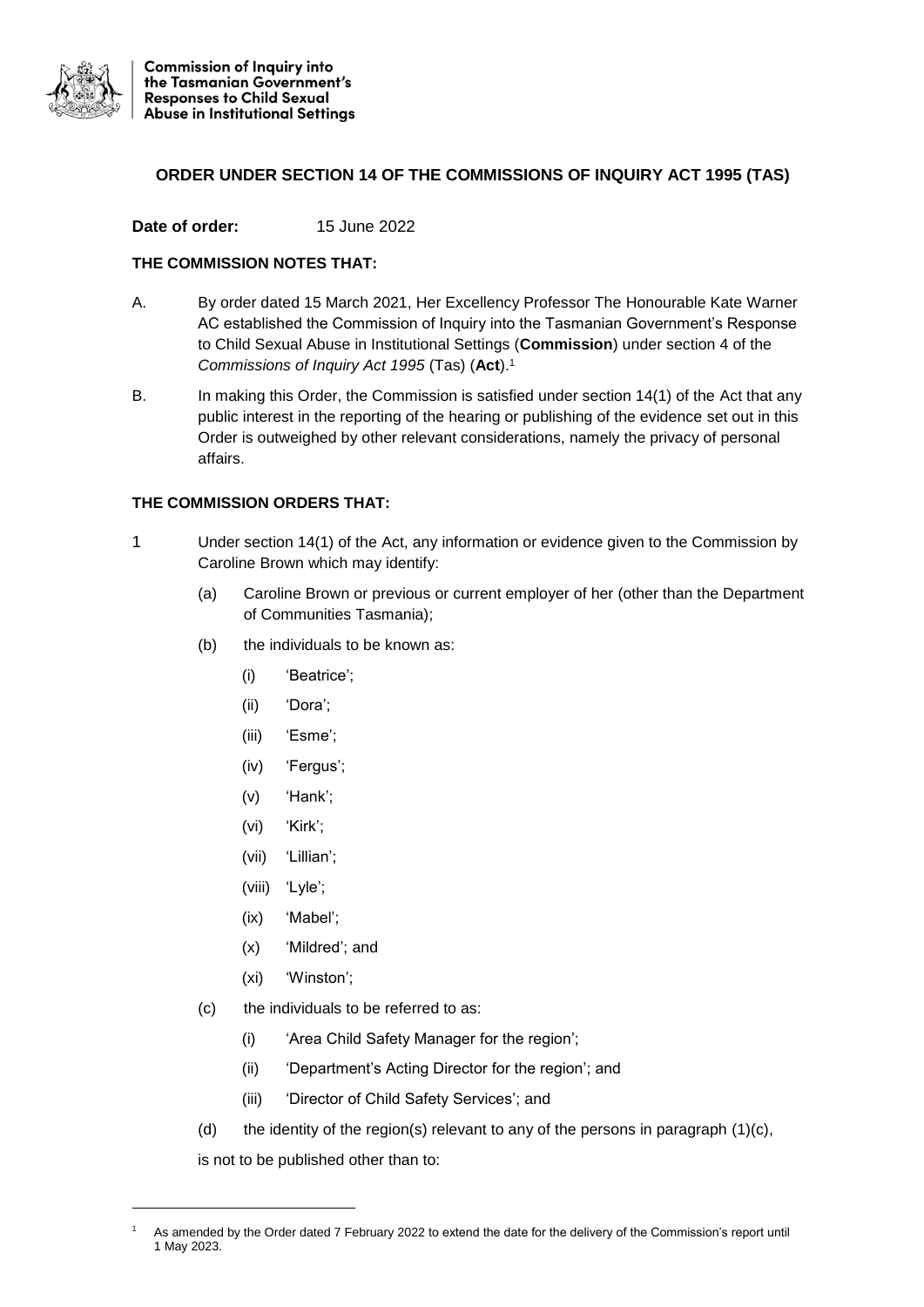**Commission of Inquiry into the Tasmanian Government's Responses to Child Sexual Abuse in Institutional Settings**

## ORDER UNDER SECTION 14 OF THE COMMISSIONS OF INQUIRY ACT 1995 (TAS)

**Date of order:** 15 June 2022

**THE COMMISSION NOTES THAT:**

A. By order dated 15 March 2021, Her Excellency Professor The Honourable Kate Warner AC established the Commission of Inquiry into the Tasmanian Government's Response to Child Sexual Abuse in Institutional Settings (**Commission**) under section 4 of the *Commissions of Inquiry Act 1995* (Tas) (**Act**).[1]

B. In making this Order, the Commission is satisfied under section 14(1) of the Act that any public interest in the reporting of the hearing or publishing of the evidence set out in this Order is outweighed by other relevant considerations, namely the privacy of personal affairs.

**THE COMMISSION ORDERS THAT:**

1 Under section 14(1) of the Act, any information or evidence given to the Commission by Caroline Brown which may identify:

- (a) Caroline Brown or previous or current employer of her (other than the Department of Communities Tasmania);
- (b) the individuals to be known as:
  - (i) 'Beatrice';
  - (ii) 'Dora';
  - (iii) 'Esme';
  - (iv) 'Fergus';
  - (v) 'Hank';
  - (vi) 'Kirk';
  - (vii) 'Lillian';
  - (viii) 'Lyle';
  - (ix) 'Mabel';
  - (x) 'Mildred'; and
  - (xi) 'Winston';
- (c) the individuals to be referred to as:
  - (i) 'Area Child Safety Manager for the region';
  - (ii) 'Department's Acting Director for the region'; and
  - (iii) 'Director of Child Safety Services'; and
- (d) the identity of the region(s) relevant to any of the persons in paragraph (1)(c),

is not to be published other than to:

---

[1] As amended by the Order dated 7 February 2022 to extend the date for the delivery of the Commission's report until 1 May 2023.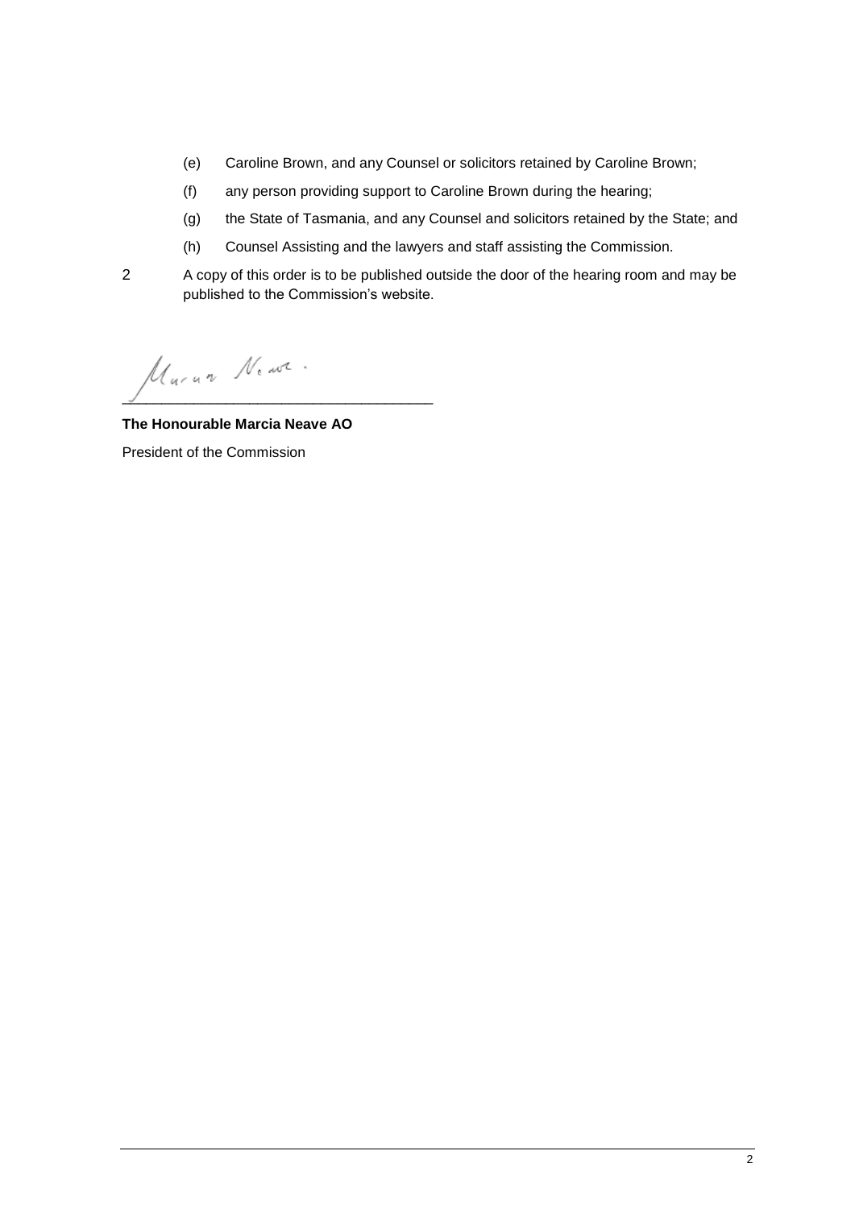(e) Caroline Brown, and any Counsel or solicitors retained by Caroline Brown;

(f) any person providing support to Caroline Brown during the hearing;

(g) the State of Tasmania, and any Counsel and solicitors retained by the State; and

(h) Counsel Assisting and the lawyers and staff assisting the Commission.

2 A copy of this order is to be published outside the door of the hearing room and may be published to the Commission's website.

_______________________________________

**The Honourable Marcia Neave AO**

President of the Commission